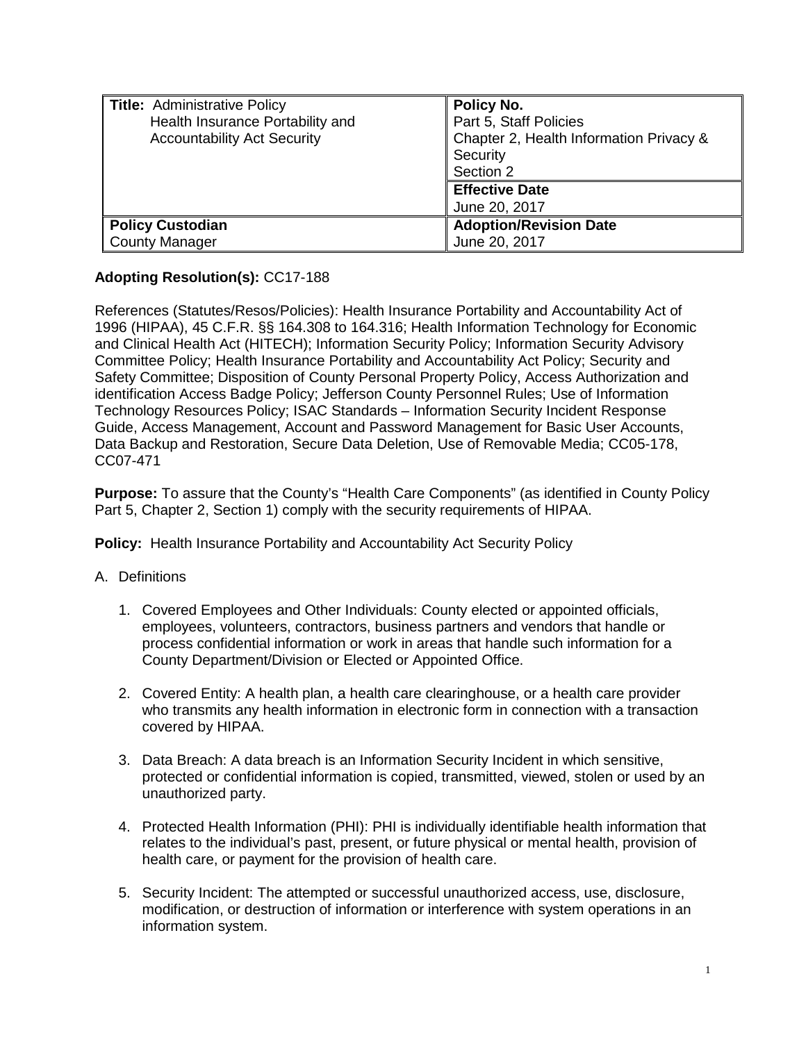| **Title:** Administrative Policy Health Insurance Portability and Accountability Act Security | **Policy No.** Part 5, Staff Policies Chapter 2, Health Information Privacy & Security Section 2 |
| --- | --- |
| | **Effective Date** June 20, 2017 |
| **Policy Custodian** County Manager | **Adoption/Revision Date** June 20, 2017 |

**Adopting Resolution(s):** CC17-188

References (Statutes/Resos/Policies): Health Insurance Portability and Accountability Act of 1996 (HIPAA), 45 C.F.R. §§ 164.308 to 164.316; Health Information Technology for Economic and Clinical Health Act (HITECH); Information Security Policy; Information Security Advisory Committee Policy; Health Insurance Portability and Accountability Act Policy; Security and Safety Committee; Disposition of County Personal Property Policy, Access Authorization and identification Access Badge Policy; Jefferson County Personnel Rules; Use of Information Technology Resources Policy; ISAC Standards – Information Security Incident Response Guide, Access Management, Account and Password Management for Basic User Accounts, Data Backup and Restoration, Secure Data Deletion, Use of Removable Media; CC05-178, CC07-471

**Purpose:** To assure that the County's "Health Care Components" (as identified in County Policy Part 5, Chapter 2, Section 1) comply with the security requirements of HIPAA.

**Policy:** Health Insurance Portability and Accountability Act Security Policy

A. Definitions

1. Covered Employees and Other Individuals: County elected or appointed officials, employees, volunteers, contractors, business partners and vendors that handle or process confidential information or work in areas that handle such information for a County Department/Division or Elected or Appointed Office.

2. Covered Entity: A health plan, a health care clearinghouse, or a health care provider who transmits any health information in electronic form in connection with a transaction covered by HIPAA.

3. Data Breach: A data breach is an Information Security Incident in which sensitive, protected or confidential information is copied, transmitted, viewed, stolen or used by an unauthorized party.

4. Protected Health Information (PHI): PHI is individually identifiable health information that relates to the individual's past, present, or future physical or mental health, provision of health care, or payment for the provision of health care.

5. Security Incident: The attempted or successful unauthorized access, use, disclosure, modification, or destruction of information or interference with system operations in an information system.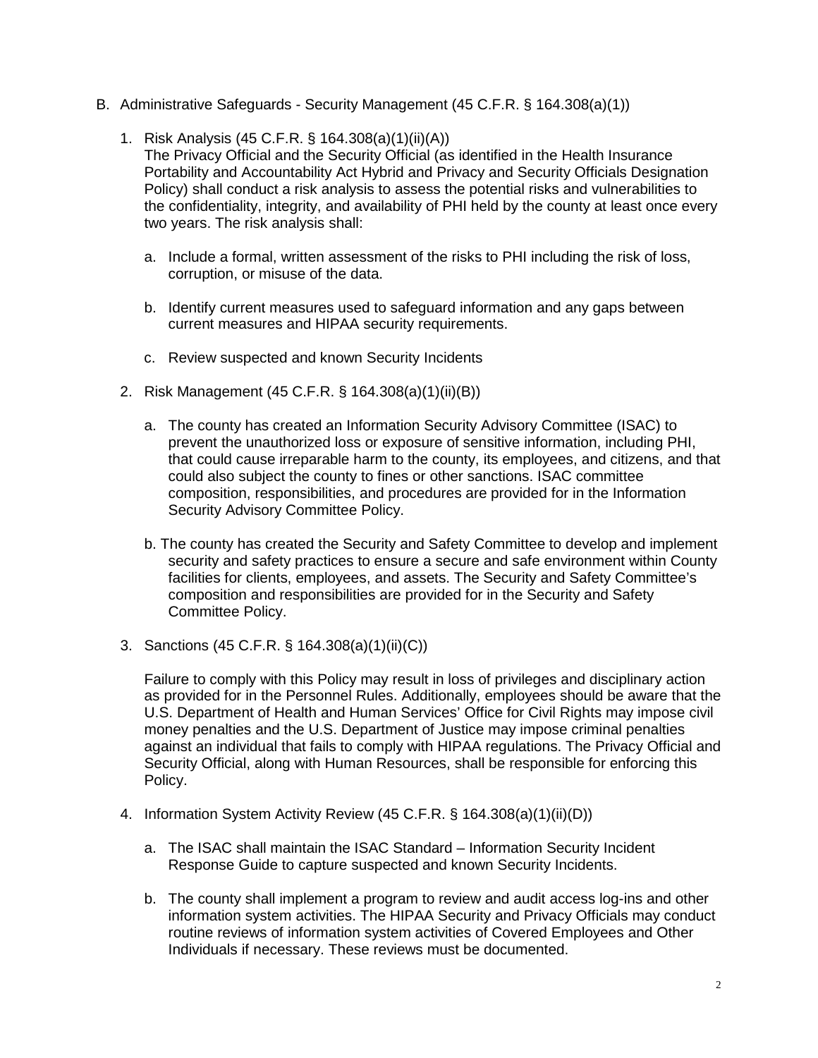B. Administrative Safeguards - Security Management (45 C.F.R. § 164.308(a)(1))

1. Risk Analysis (45 C.F.R. § 164.308(a)(1)(ii)(A))
   The Privacy Official and the Security Official (as identified in the Health Insurance Portability and Accountability Act Hybrid and Privacy and Security Officials Designation Policy) shall conduct a risk analysis to assess the potential risks and vulnerabilities to the confidentiality, integrity, and availability of PHI held by the county at least once every two years. The risk analysis shall:

   a. Include a formal, written assessment of the risks to PHI including the risk of loss, corruption, or misuse of the data.

   b. Identify current measures used to safeguard information and any gaps between current measures and HIPAA security requirements.

   c. Review suspected and known Security Incidents

2. Risk Management (45 C.F.R. § 164.308(a)(1)(ii)(B))

   a. The county has created an Information Security Advisory Committee (ISAC) to prevent the unauthorized loss or exposure of sensitive information, including PHI, that could cause irreparable harm to the county, its employees, and citizens, and that could also subject the county to fines or other sanctions. ISAC committee composition, responsibilities, and procedures are provided for in the Information Security Advisory Committee Policy.

   b. The county has created the Security and Safety Committee to develop and implement security and safety practices to ensure a secure and safe environment within County facilities for clients, employees, and assets. The Security and Safety Committee's composition and responsibilities are provided for in the Security and Safety Committee Policy.

3. Sanctions (45 C.F.R. § 164.308(a)(1)(ii)(C))

   Failure to comply with this Policy may result in loss of privileges and disciplinary action as provided for in the Personnel Rules. Additionally, employees should be aware that the U.S. Department of Health and Human Services' Office for Civil Rights may impose civil money penalties and the U.S. Department of Justice may impose criminal penalties against an individual that fails to comply with HIPAA regulations. The Privacy Official and Security Official, along with Human Resources, shall be responsible for enforcing this Policy.

4. Information System Activity Review (45 C.F.R. § 164.308(a)(1)(ii)(D))

   a. The ISAC shall maintain the ISAC Standard – Information Security Incident Response Guide to capture suspected and known Security Incidents.

   b. The county shall implement a program to review and audit access log-ins and other information system activities. The HIPAA Security and Privacy Officials may conduct routine reviews of information system activities of Covered Employees and Other Individuals if necessary. These reviews must be documented.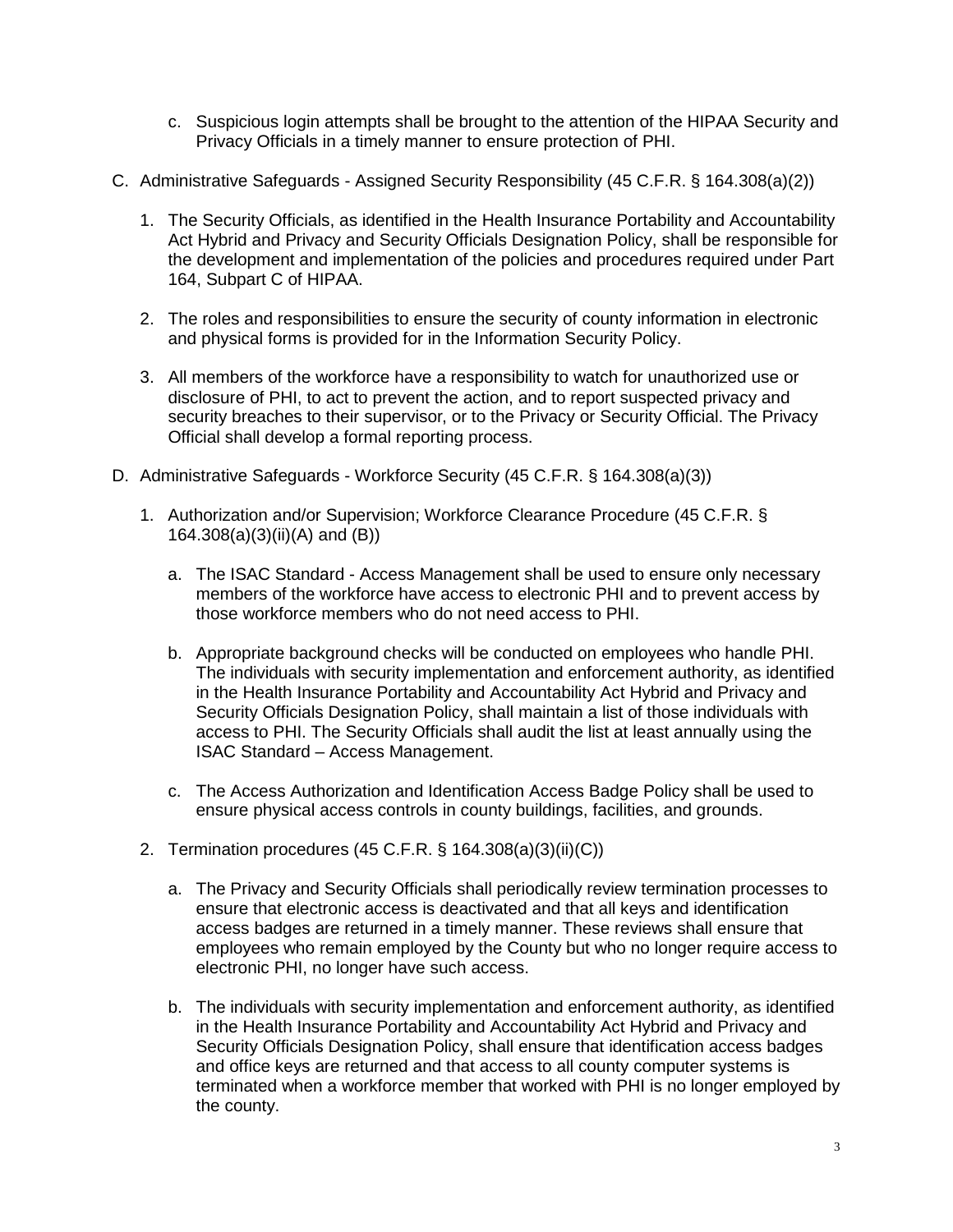c. Suspicious login attempts shall be brought to the attention of the HIPAA Security and Privacy Officials in a timely manner to ensure protection of PHI.

C. Administrative Safeguards - Assigned Security Responsibility (45 C.F.R. § 164.308(a)(2))

1. The Security Officials, as identified in the Health Insurance Portability and Accountability Act Hybrid and Privacy and Security Officials Designation Policy, shall be responsible for the development and implementation of the policies and procedures required under Part 164, Subpart C of HIPAA.

2. The roles and responsibilities to ensure the security of county information in electronic and physical forms is provided for in the Information Security Policy.

3. All members of the workforce have a responsibility to watch for unauthorized use or disclosure of PHI, to act to prevent the action, and to report suspected privacy and security breaches to their supervisor, or to the Privacy or Security Official. The Privacy Official shall develop a formal reporting process.

D. Administrative Safeguards - Workforce Security (45 C.F.R. § 164.308(a)(3))

1. Authorization and/or Supervision; Workforce Clearance Procedure (45 C.F.R. § 164.308(a)(3)(ii)(A) and (B))

   a. The ISAC Standard - Access Management shall be used to ensure only necessary members of the workforce have access to electronic PHI and to prevent access by those workforce members who do not need access to PHI.

   b. Appropriate background checks will be conducted on employees who handle PHI. The individuals with security implementation and enforcement authority, as identified in the Health Insurance Portability and Accountability Act Hybrid and Privacy and Security Officials Designation Policy, shall maintain a list of those individuals with access to PHI. The Security Officials shall audit the list at least annually using the ISAC Standard – Access Management.

   c. The Access Authorization and Identification Access Badge Policy shall be used to ensure physical access controls in county buildings, facilities, and grounds.

2. Termination procedures (45 C.F.R. § 164.308(a)(3)(ii)(C))

   a. The Privacy and Security Officials shall periodically review termination processes to ensure that electronic access is deactivated and that all keys and identification access badges are returned in a timely manner. These reviews shall ensure that employees who remain employed by the County but who no longer require access to electronic PHI, no longer have such access.

   b. The individuals with security implementation and enforcement authority, as identified in the Health Insurance Portability and Accountability Act Hybrid and Privacy and Security Officials Designation Policy, shall ensure that identification access badges and office keys are returned and that access to all county computer systems is terminated when a workforce member that worked with PHI is no longer employed by the county.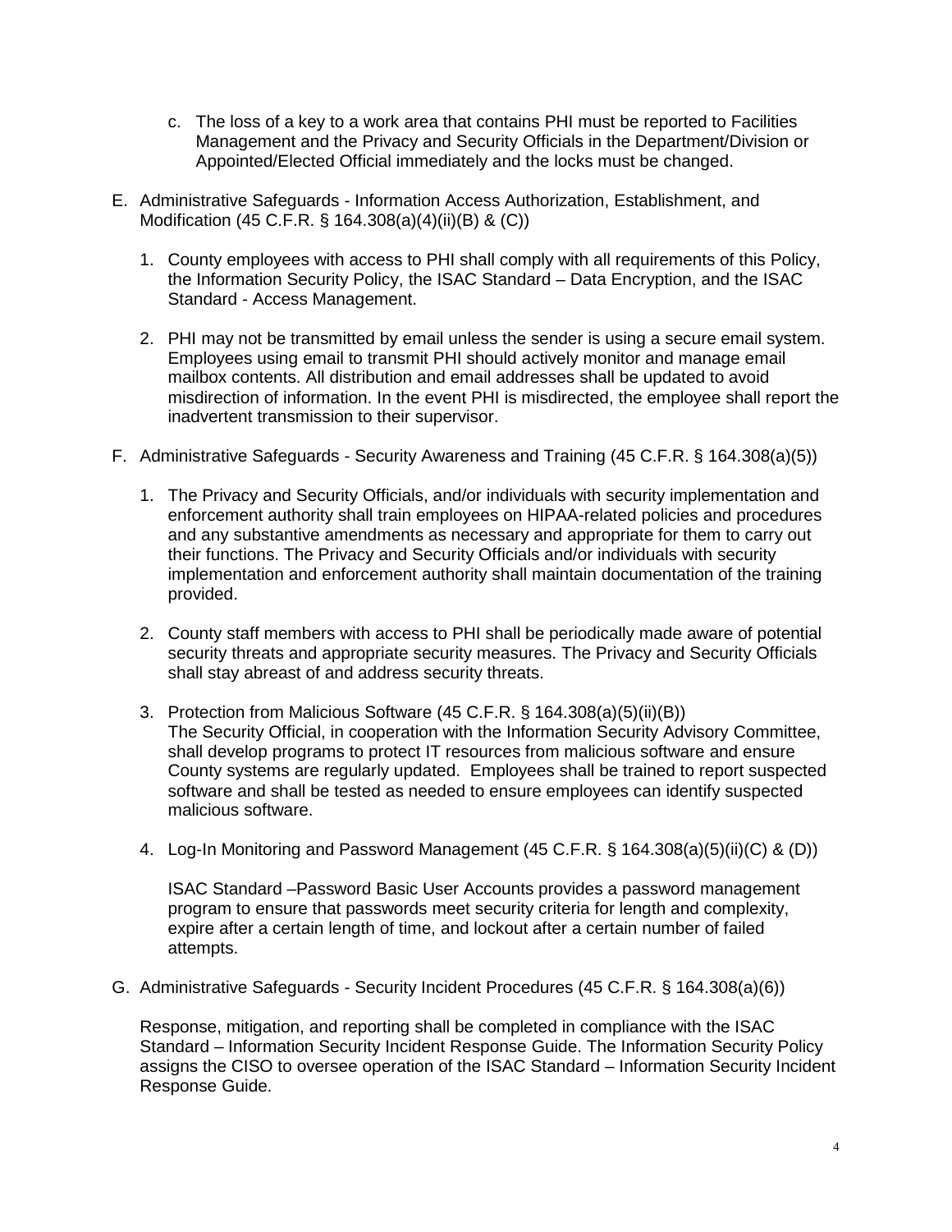c. The loss of a key to a work area that contains PHI must be reported to Facilities Management and the Privacy and Security Officials in the Department/Division or Appointed/Elected Official immediately and the locks must be changed.

E. Administrative Safeguards - Information Access Authorization, Establishment, and Modification (45 C.F.R. § 164.308(a)(4)(ii)(B) & (C))

1. County employees with access to PHI shall comply with all requirements of this Policy, the Information Security Policy, the ISAC Standard – Data Encryption, and the ISAC Standard - Access Management.

2. PHI may not be transmitted by email unless the sender is using a secure email system. Employees using email to transmit PHI should actively monitor and manage email mailbox contents. All distribution and email addresses shall be updated to avoid misdirection of information. In the event PHI is misdirected, the employee shall report the inadvertent transmission to their supervisor.

F. Administrative Safeguards - Security Awareness and Training (45 C.F.R. § 164.308(a)(5))

1. The Privacy and Security Officials, and/or individuals with security implementation and enforcement authority shall train employees on HIPAA-related policies and procedures and any substantive amendments as necessary and appropriate for them to carry out their functions. The Privacy and Security Officials and/or individuals with security implementation and enforcement authority shall maintain documentation of the training provided.

2. County staff members with access to PHI shall be periodically made aware of potential security threats and appropriate security measures. The Privacy and Security Officials shall stay abreast of and address security threats.

3. Protection from Malicious Software (45 C.F.R. § 164.308(a)(5)(ii)(B))
The Security Official, in cooperation with the Information Security Advisory Committee, shall develop programs to protect IT resources from malicious software and ensure County systems are regularly updated. Employees shall be trained to report suspected software and shall be tested as needed to ensure employees can identify suspected malicious software.

4. Log-In Monitoring and Password Management (45 C.F.R. § 164.308(a)(5)(ii)(C) & (D))

   ISAC Standard –Password Basic User Accounts provides a password management program to ensure that passwords meet security criteria for length and complexity, expire after a certain length of time, and lockout after a certain number of failed attempts.

G. Administrative Safeguards - Security Incident Procedures (45 C.F.R. § 164.308(a)(6))

Response, mitigation, and reporting shall be completed in compliance with the ISAC Standard – Information Security Incident Response Guide. The Information Security Policy assigns the CISO to oversee operation of the ISAC Standard – Information Security Incident Response Guide.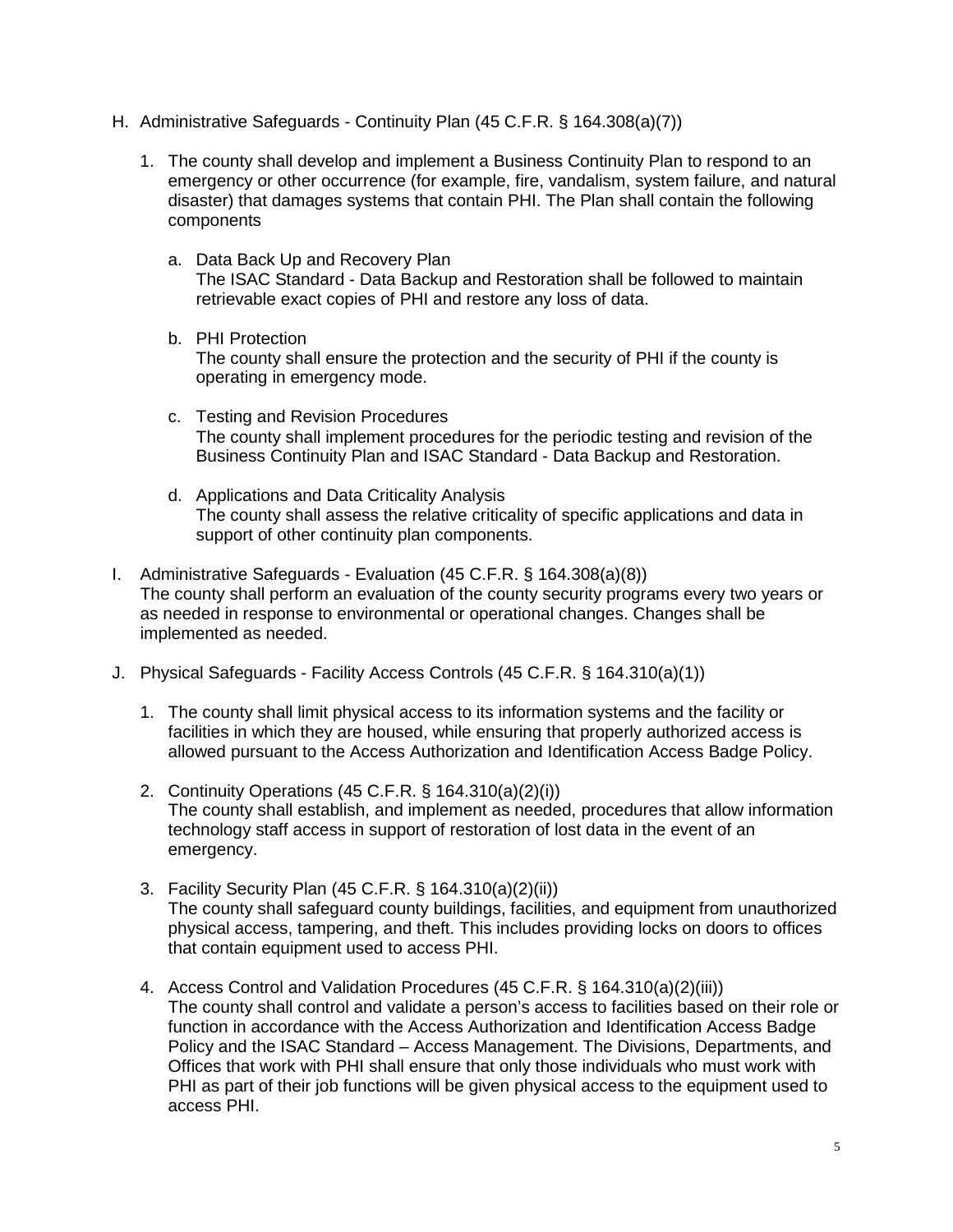H. Administrative Safeguards - Continuity Plan (45 C.F.R. § 164.308(a)(7))

   1. The county shall develop and implement a Business Continuity Plan to respond to an emergency or other occurrence (for example, fire, vandalism, system failure, and natural disaster) that damages systems that contain PHI. The Plan shall contain the following components

      a. Data Back Up and Recovery Plan
         The ISAC Standard - Data Backup and Restoration shall be followed to maintain retrievable exact copies of PHI and restore any loss of data.

      b. PHI Protection
         The county shall ensure the protection and the security of PHI if the county is operating in emergency mode.

      c. Testing and Revision Procedures
         The county shall implement procedures for the periodic testing and revision of the Business Continuity Plan and ISAC Standard - Data Backup and Restoration.

      d. Applications and Data Criticality Analysis
         The county shall assess the relative criticality of specific applications and data in support of other continuity plan components.

I. Administrative Safeguards - Evaluation (45 C.F.R. § 164.308(a)(8))
   The county shall perform an evaluation of the county security programs every two years or as needed in response to environmental or operational changes. Changes shall be implemented as needed.

J. Physical Safeguards - Facility Access Controls (45 C.F.R. § 164.310(a)(1))

   1. The county shall limit physical access to its information systems and the facility or facilities in which they are housed, while ensuring that properly authorized access is allowed pursuant to the Access Authorization and Identification Access Badge Policy.

   2. Continuity Operations (45 C.F.R. § 164.310(a)(2)(i))
      The county shall establish, and implement as needed, procedures that allow information technology staff access in support of restoration of lost data in the event of an emergency.

   3. Facility Security Plan (45 C.F.R. § 164.310(a)(2)(ii))
      The county shall safeguard county buildings, facilities, and equipment from unauthorized physical access, tampering, and theft. This includes providing locks on doors to offices that contain equipment used to access PHI.

   4. Access Control and Validation Procedures (45 C.F.R. § 164.310(a)(2)(iii))
      The county shall control and validate a person's access to facilities based on their role or function in accordance with the Access Authorization and Identification Access Badge Policy and the ISAC Standard – Access Management. The Divisions, Departments, and Offices that work with PHI shall ensure that only those individuals who must work with PHI as part of their job functions will be given physical access to the equipment used to access PHI.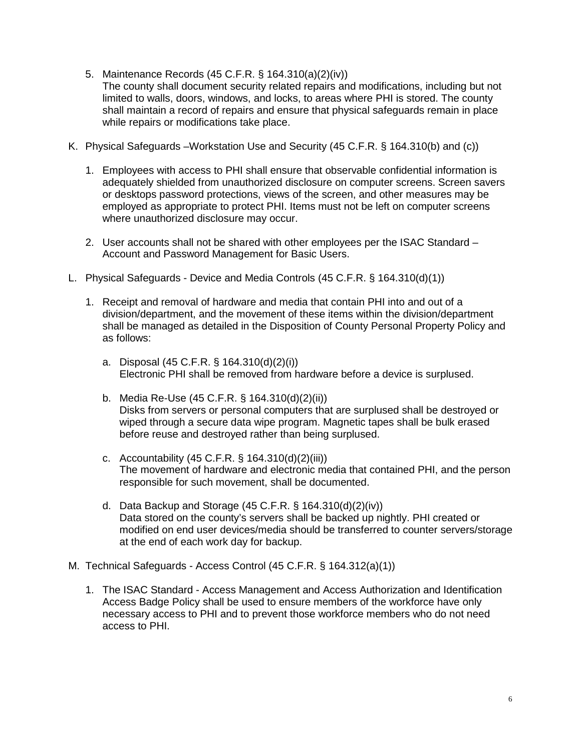5. Maintenance Records (45 C.F.R. § 164.310(a)(2)(iv))
   The county shall document security related repairs and modifications, including but not limited to walls, doors, windows, and locks, to areas where PHI is stored. The county shall maintain a record of repairs and ensure that physical safeguards remain in place while repairs or modifications take place.

K. Physical Safeguards –Workstation Use and Security (45 C.F.R. § 164.310(b) and (c))

   1. Employees with access to PHI shall ensure that observable confidential information is adequately shielded from unauthorized disclosure on computer screens. Screen savers or desktops password protections, views of the screen, and other measures may be employed as appropriate to protect PHI. Items must not be left on computer screens where unauthorized disclosure may occur.

   2. User accounts shall not be shared with other employees per the ISAC Standard – Account and Password Management for Basic Users.

L. Physical Safeguards - Device and Media Controls (45 C.F.R. § 164.310(d)(1))

   1. Receipt and removal of hardware and media that contain PHI into and out of a division/department, and the movement of these items within the division/department shall be managed as detailed in the Disposition of County Personal Property Policy and as follows:

      a. Disposal (45 C.F.R. § 164.310(d)(2)(i))
         Electronic PHI shall be removed from hardware before a device is surplused.

      b. Media Re-Use (45 C.F.R. § 164.310(d)(2)(ii))
         Disks from servers or personal computers that are surplused shall be destroyed or wiped through a secure data wipe program. Magnetic tapes shall be bulk erased before reuse and destroyed rather than being surplused.

      c. Accountability (45 C.F.R. § 164.310(d)(2)(iii))
         The movement of hardware and electronic media that contained PHI, and the person responsible for such movement, shall be documented.

      d. Data Backup and Storage (45 C.F.R. § 164.310(d)(2)(iv))
         Data stored on the county's servers shall be backed up nightly. PHI created or modified on end user devices/media should be transferred to counter servers/storage at the end of each work day for backup.

M. Technical Safeguards - Access Control (45 C.F.R. § 164.312(a)(1))

   1. The ISAC Standard - Access Management and Access Authorization and Identification Access Badge Policy shall be used to ensure members of the workforce have only necessary access to PHI and to prevent those workforce members who do not need access to PHI.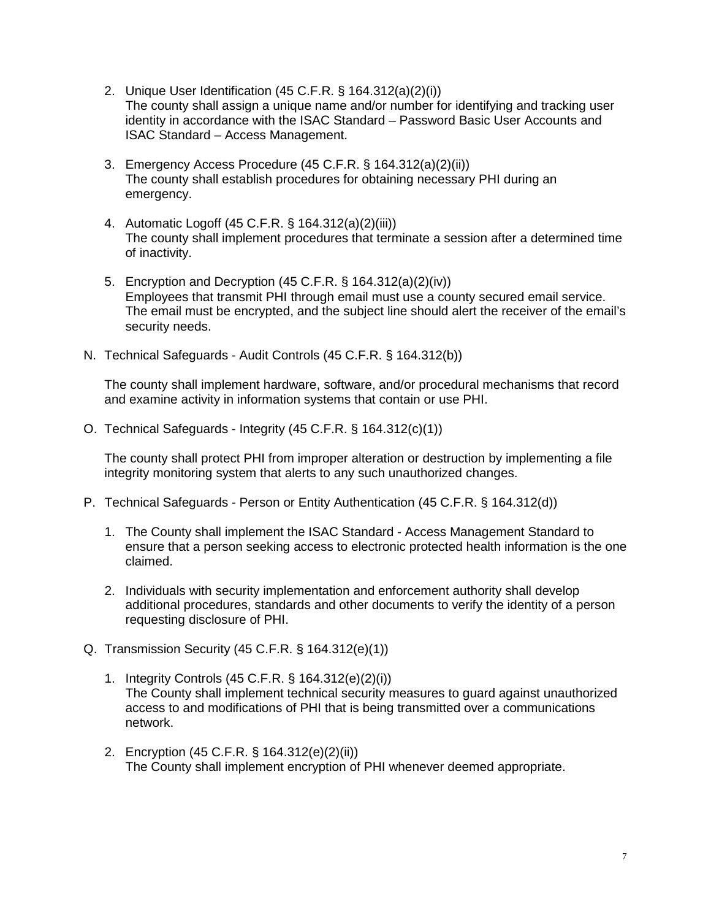2. Unique User Identification (45 C.F.R. § 164.312(a)(2)(i))
   The county shall assign a unique name and/or number for identifying and tracking user identity in accordance with the ISAC Standard – Password Basic User Accounts and ISAC Standard – Access Management.

3. Emergency Access Procedure (45 C.F.R. § 164.312(a)(2)(ii))
   The county shall establish procedures for obtaining necessary PHI during an emergency.

4. Automatic Logoff (45 C.F.R. § 164.312(a)(2)(iii))
   The county shall implement procedures that terminate a session after a determined time of inactivity.

5. Encryption and Decryption (45 C.F.R. § 164.312(a)(2)(iv))
   Employees that transmit PHI through email must use a county secured email service. The email must be encrypted, and the subject line should alert the receiver of the email's security needs.

N. Technical Safeguards - Audit Controls (45 C.F.R. § 164.312(b))

   The county shall implement hardware, software, and/or procedural mechanisms that record and examine activity in information systems that contain or use PHI.

O. Technical Safeguards - Integrity (45 C.F.R. § 164.312(c)(1))

   The county shall protect PHI from improper alteration or destruction by implementing a file integrity monitoring system that alerts to any such unauthorized changes.

P. Technical Safeguards - Person or Entity Authentication (45 C.F.R. § 164.312(d))

   1. The County shall implement the ISAC Standard - Access Management Standard to ensure that a person seeking access to electronic protected health information is the one claimed.

   2. Individuals with security implementation and enforcement authority shall develop additional procedures, standards and other documents to verify the identity of a person requesting disclosure of PHI.

Q. Transmission Security (45 C.F.R. § 164.312(e)(1))

   1. Integrity Controls (45 C.F.R. § 164.312(e)(2)(i))
      The County shall implement technical security measures to guard against unauthorized access to and modifications of PHI that is being transmitted over a communications network.

   2. Encryption (45 C.F.R. § 164.312(e)(2)(ii))
      The County shall implement encryption of PHI whenever deemed appropriate.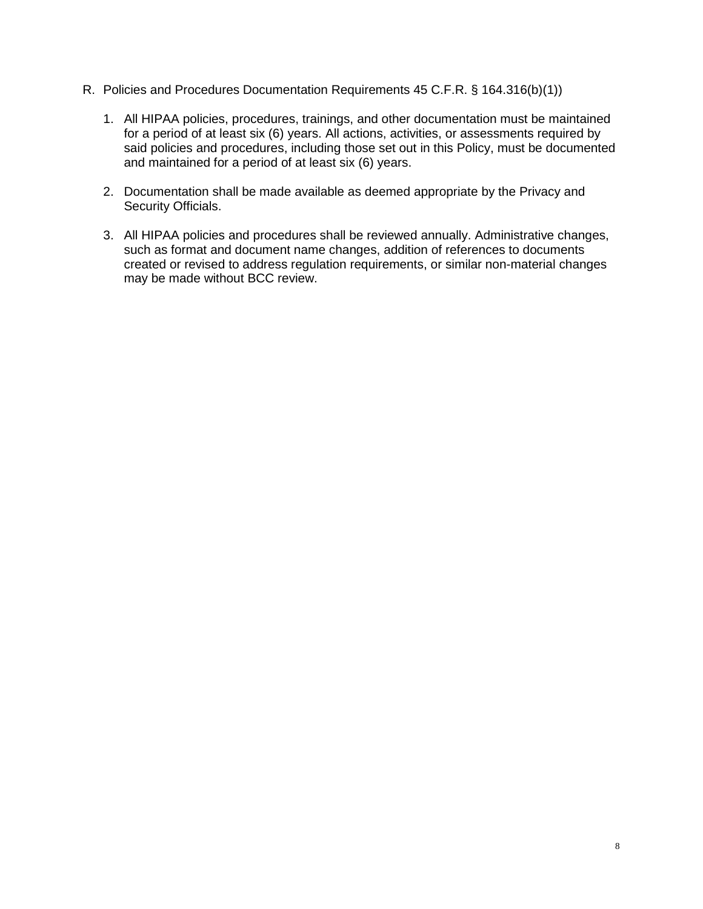R. Policies and Procedures Documentation Requirements 45 C.F.R. § 164.316(b)(1))

1. All HIPAA policies, procedures, trainings, and other documentation must be maintained for a period of at least six (6) years. All actions, activities, or assessments required by said policies and procedures, including those set out in this Policy, must be documented and maintained for a period of at least six (6) years.

2. Documentation shall be made available as deemed appropriate by the Privacy and Security Officials.

3. All HIPAA policies and procedures shall be reviewed annually. Administrative changes, such as format and document name changes, addition of references to documents created or revised to address regulation requirements, or similar non-material changes may be made without BCC review.